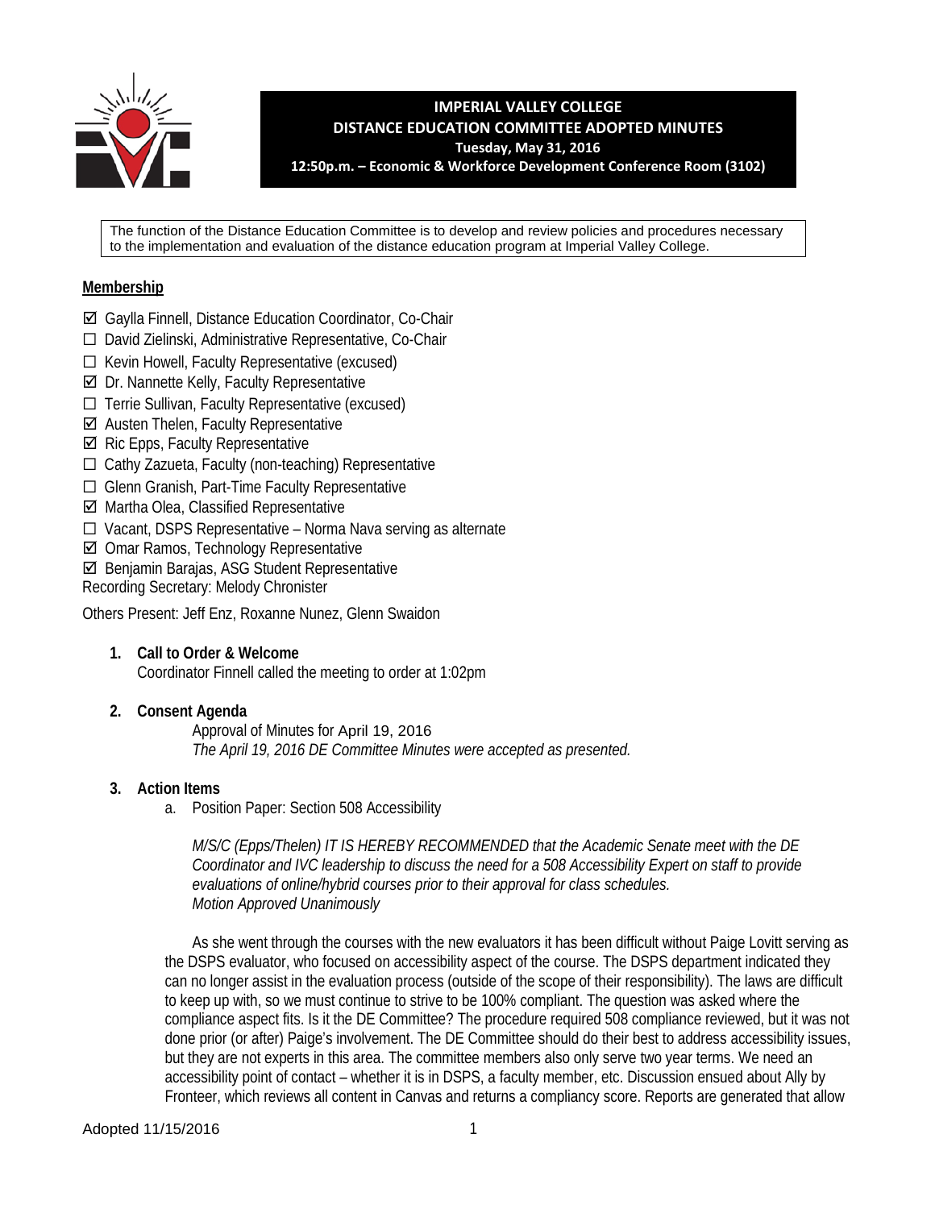# IMPERIAL VALLEY COLLEGE
## DISTANCE EDUCATION COMMITTEE ADOPTED MINUTES
**Tuesday, May 31, 2016**
**12:50p.m. – Economic & Workforce Development Conference Room (3102)**

The function of the Distance Education Committee is to develop and review policies and procedures necessary to the implementation and evaluation of the distance education program at Imperial Valley College.

**Membership**

- ☑ Gaylla Finnell, Distance Education Coordinator, Co-Chair
- ☐ David Zielinski, Administrative Representative, Co-Chair
- ☐ Kevin Howell, Faculty Representative (excused)
- ☑ Dr. Nannette Kelly, Faculty Representative
- ☐ Terrie Sullivan, Faculty Representative (excused)
- ☑ Austen Thelen, Faculty Representative
- ☑ Ric Epps, Faculty Representative
- ☐ Cathy Zazueta, Faculty (non-teaching) Representative
- ☐ Glenn Granish, Part-Time Faculty Representative
- ☑ Martha Olea, Classified Representative
- ☐ Vacant, DSPS Representative – Norma Nava serving as alternate
- ☑ Omar Ramos, Technology Representative
- ☑ Benjamin Barajas, ASG Student Representative

Recording Secretary: Melody Chronister

Others Present: Jeff Enz, Roxanne Nunez, Glenn Swaidon

1. **Call to Order & Welcome**
   Coordinator Finnell called the meeting to order at 1:02pm

2. **Consent Agenda**
   Approval of Minutes for April 19, 2016
   *The April 19, 2016 DE Committee Minutes were accepted as presented.*

3. **Action Items**
   a. Position Paper: Section 508 Accessibility

   *M/S/C (Epps/Thelen) IT IS HEREBY RECOMMENDED that the Academic Senate meet with the DE Coordinator and IVC leadership to discuss the need for a 508 Accessibility Expert on staff to provide evaluations of online/hybrid courses prior to their approval for class schedules.*
   *Motion Approved Unanimously*

   As she went through the courses with the new evaluators it has been difficult without Paige Lovitt serving as the DSPS evaluator, who focused on accessibility aspect of the course. The DSPS department indicated they can no longer assist in the evaluation process (outside of the scope of their responsibility). The laws are difficult to keep up with, so we must continue to strive to be 100% compliant. The question was asked where the compliance aspect fits. Is it the DE Committee? The procedure required 508 compliance reviewed, but it was not done prior (or after) Paige's involvement. The DE Committee should do their best to address accessibility issues, but they are not experts in this area. The committee members also only serve two year terms. We need an accessibility point of contact – whether it is in DSPS, a faculty member, etc. Discussion ensued about Ally by Fronteer, which reviews all content in Canvas and returns a compliancy score. Reports are generated that allow

Adopted 11/15/2016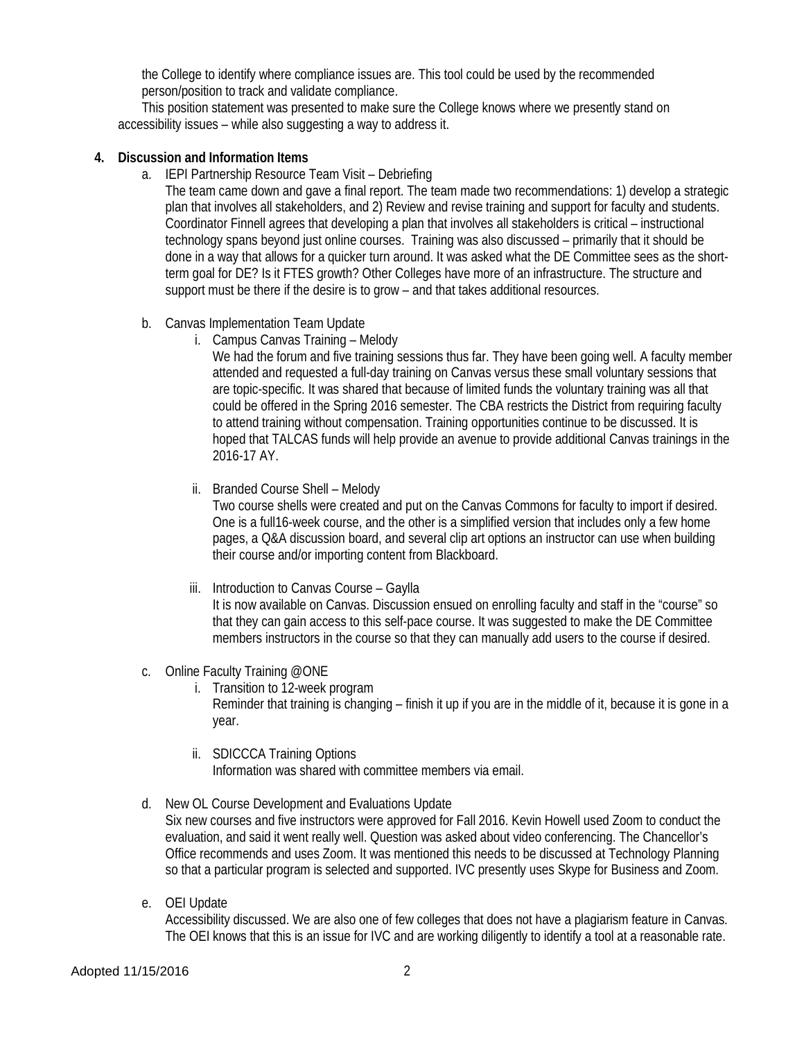the College to identify where compliance issues are. This tool could be used by the recommended person/position to track and validate compliance.

This position statement was presented to make sure the College knows where we presently stand on accessibility issues – while also suggesting a way to address it.

**4. Discussion and Information Items**

a. IEPI Partnership Resource Team Visit – Debriefing

The team came down and gave a final report. The team made two recommendations: 1) develop a strategic plan that involves all stakeholders, and 2) Review and revise training and support for faculty and students. Coordinator Finnell agrees that developing a plan that involves all stakeholders is critical – instructional technology spans beyond just online courses. Training was also discussed – primarily that it should be done in a way that allows for a quicker turn around. It was asked what the DE Committee sees as the short-term goal for DE? Is it FTES growth? Other Colleges have more of an infrastructure. The structure and support must be there if the desire is to grow – and that takes additional resources.

b. Canvas Implementation Team Update

i. Campus Canvas Training – Melody

We had the forum and five training sessions thus far. They have been going well. A faculty member attended and requested a full-day training on Canvas versus these small voluntary sessions that are topic-specific. It was shared that because of limited funds the voluntary training was all that could be offered in the Spring 2016 semester. The CBA restricts the District from requiring faculty to attend training without compensation. Training opportunities continue to be discussed. It is hoped that TALCAS funds will help provide an avenue to provide additional Canvas trainings in the 2016-17 AY.

ii. Branded Course Shell – Melody

Two course shells were created and put on the Canvas Commons for faculty to import if desired. One is a full16-week course, and the other is a simplified version that includes only a few home pages, a Q&A discussion board, and several clip art options an instructor can use when building their course and/or importing content from Blackboard.

iii. Introduction to Canvas Course – Gaylla

It is now available on Canvas. Discussion ensued on enrolling faculty and staff in the "course" so that they can gain access to this self-pace course. It was suggested to make the DE Committee members instructors in the course so that they can manually add users to the course if desired.

c. Online Faculty Training @ONE

i. Transition to 12-week program

Reminder that training is changing – finish it up if you are in the middle of it, because it is gone in a year.

ii. SDICCCA Training Options

Information was shared with committee members via email.

d. New OL Course Development and Evaluations Update

Six new courses and five instructors were approved for Fall 2016. Kevin Howell used Zoom to conduct the evaluation, and said it went really well. Question was asked about video conferencing. The Chancellor's Office recommends and uses Zoom. It was mentioned this needs to be discussed at Technology Planning so that a particular program is selected and supported. IVC presently uses Skype for Business and Zoom.

e. OEI Update

Accessibility discussed. We are also one of few colleges that does not have a plagiarism feature in Canvas. The OEI knows that this is an issue for IVC and are working diligently to identify a tool at a reasonable rate.

Adopted 11/15/2016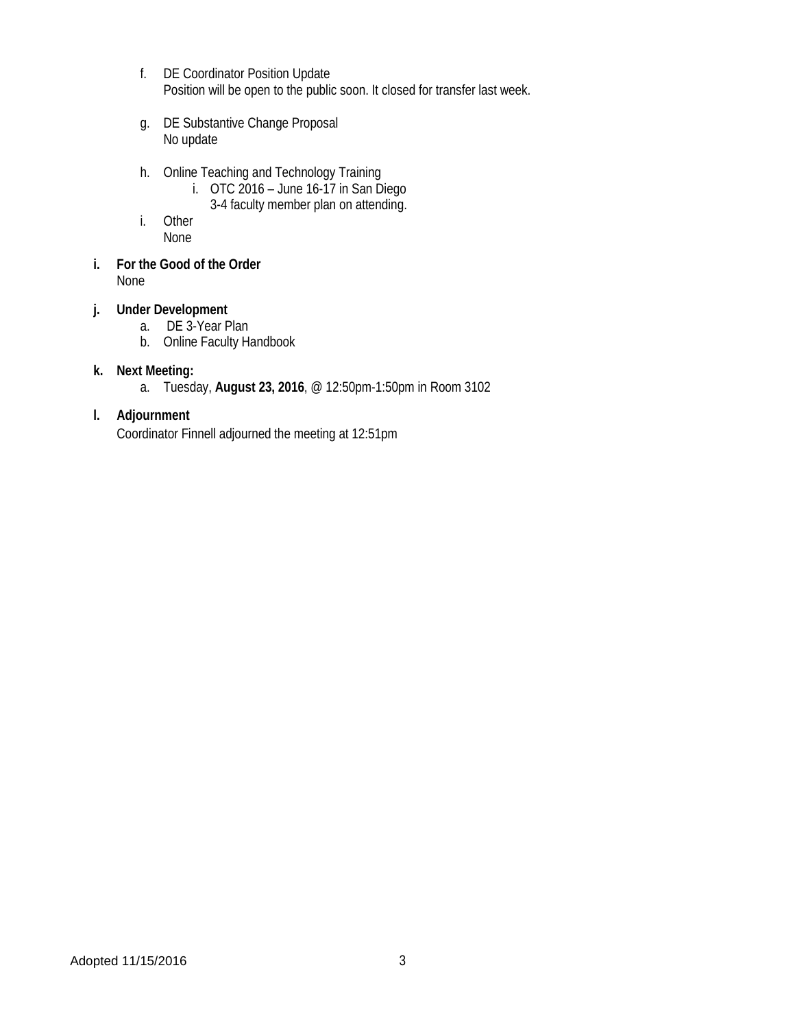f. DE Coordinator Position Update
   Position will be open to the public soon. It closed for transfer last week.

g. DE Substantive Change Proposal
   No update

h. Online Teaching and Technology Training
   i. OTC 2016 – June 16-17 in San Diego
      3-4 faculty member plan on attending.

i. Other
   None

**i. For the Good of the Order**

None

**j. Under Development**

a. DE 3-Year Plan
b. Online Faculty Handbook

**k. Next Meeting:**

a. Tuesday, **August 23, 2016**, @ 12:50pm-1:50pm in Room 3102

**l. Adjournment**

Coordinator Finnell adjourned the meeting at 12:51pm

Adopted 11/15/2016